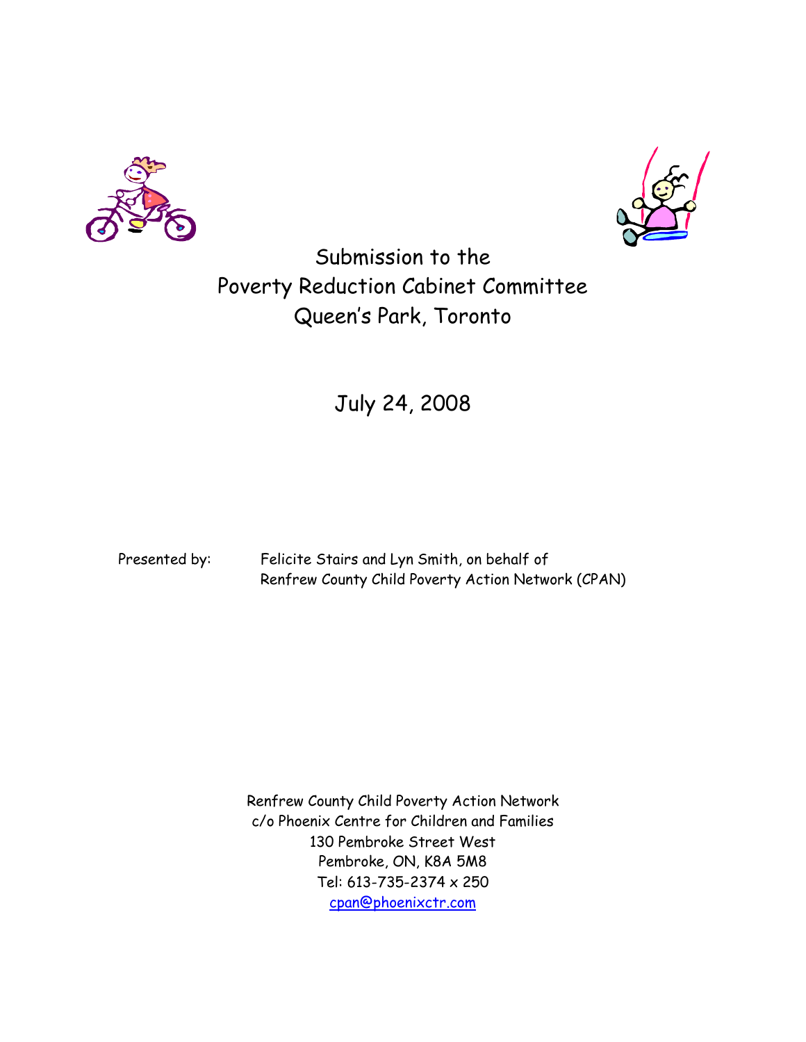# Submission to the Poverty Reduction Cabinet Committee Queen's Park, Toronto

July 24, 2008

Presented by: Felicite Stairs and Lyn Smith, on behalf of Renfrew County Child Poverty Action Network (CPAN)

Renfrew County Child Poverty Action Network
c/o Phoenix Centre for Children and Families
130 Pembroke Street West
Pembroke, ON, K8A 5M8
Tel: 613-735-2374 x 250
cpan@phoenixctr.com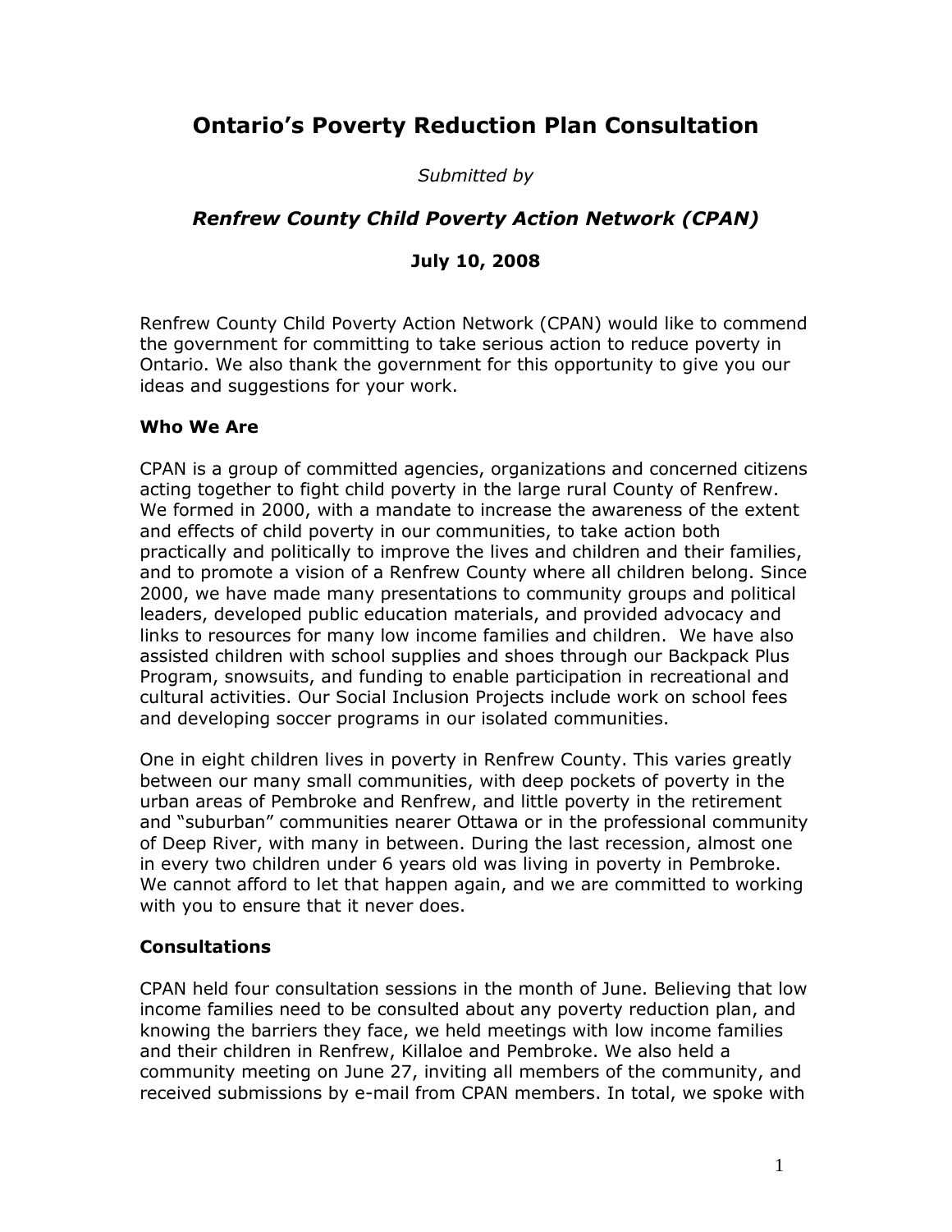# Ontario's Poverty Reduction Plan Consultation

*Submitted by*

## *Renfrew County Child Poverty Action Network (CPAN)*

**July 10, 2008**

Renfrew County Child Poverty Action Network (CPAN) would like to commend the government for committing to take serious action to reduce poverty in Ontario. We also thank the government for this opportunity to give you our ideas and suggestions for your work.

### Who We Are

CPAN is a group of committed agencies, organizations and concerned citizens acting together to fight child poverty in the large rural County of Renfrew. We formed in 2000, with a mandate to increase the awareness of the extent and effects of child poverty in our communities, to take action both practically and politically to improve the lives and children and their families, and to promote a vision of a Renfrew County where all children belong. Since 2000, we have made many presentations to community groups and political leaders, developed public education materials, and provided advocacy and links to resources for many low income families and children. We have also assisted children with school supplies and shoes through our Backpack Plus Program, snowsuits, and funding to enable participation in recreational and cultural activities. Our Social Inclusion Projects include work on school fees and developing soccer programs in our isolated communities.

One in eight children lives in poverty in Renfrew County. This varies greatly between our many small communities, with deep pockets of poverty in the urban areas of Pembroke and Renfrew, and little poverty in the retirement and "suburban" communities nearer Ottawa or in the professional community of Deep River, with many in between. During the last recession, almost one in every two children under 6 years old was living in poverty in Pembroke. We cannot afford to let that happen again, and we are committed to working with you to ensure that it never does.

### Consultations

CPAN held four consultation sessions in the month of June. Believing that low income families need to be consulted about any poverty reduction plan, and knowing the barriers they face, we held meetings with low income families and their children in Renfrew, Killaloe and Pembroke. We also held a community meeting on June 27, inviting all members of the community, and received submissions by e-mail from CPAN members. In total, we spoke with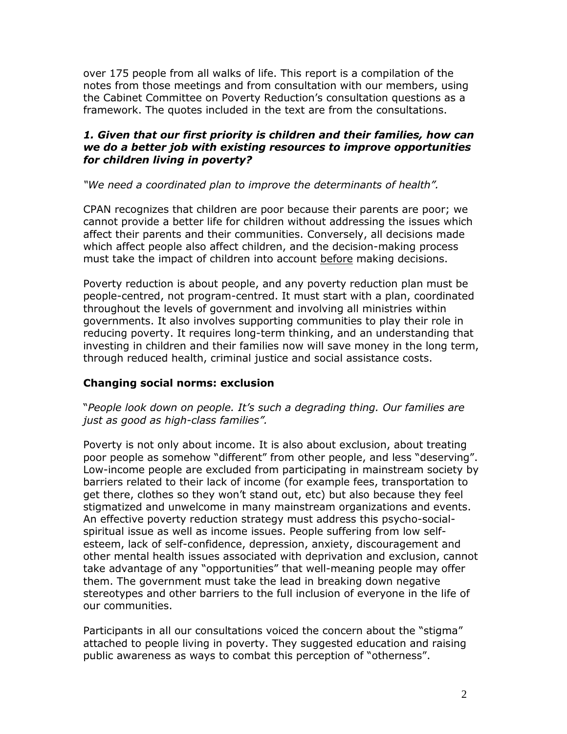over 175 people from all walks of life. This report is a compilation of the notes from those meetings and from consultation with our members, using the Cabinet Committee on Poverty Reduction's consultation questions as a framework. The quotes included in the text are from the consultations.

### *1. Given that our first priority is children and their families, how can we do a better job with existing resources to improve opportunities for children living in poverty?*

*"We need a coordinated plan to improve the determinants of health".*

CPAN recognizes that children are poor because their parents are poor; we cannot provide a better life for children without addressing the issues which affect their parents and their communities. Conversely, all decisions made which affect people also affect children, and the decision-making process must take the impact of children into account before making decisions.

Poverty reduction is about people, and any poverty reduction plan must be people-centred, not program-centred. It must start with a plan, coordinated throughout the levels of government and involving all ministries within governments. It also involves supporting communities to play their role in reducing poverty. It requires long-term thinking, and an understanding that investing in children and their families now will save money in the long term, through reduced health, criminal justice and social assistance costs.

### Changing social norms: exclusion

"*People look down on people. It's such a degrading thing. Our families are just as good as high-class families".*

Poverty is not only about income. It is also about exclusion, about treating poor people as somehow "different" from other people, and less "deserving". Low-income people are excluded from participating in mainstream society by barriers related to their lack of income (for example fees, transportation to get there, clothes so they won't stand out, etc) but also because they feel stigmatized and unwelcome in many mainstream organizations and events. An effective poverty reduction strategy must address this psycho-social-spiritual issue as well as income issues. People suffering from low self-esteem, lack of self-confidence, depression, anxiety, discouragement and other mental health issues associated with deprivation and exclusion, cannot take advantage of any "opportunities" that well-meaning people may offer them. The government must take the lead in breaking down negative stereotypes and other barriers to the full inclusion of everyone in the life of our communities.

Participants in all our consultations voiced the concern about the "stigma" attached to people living in poverty. They suggested education and raising public awareness as ways to combat this perception of "otherness".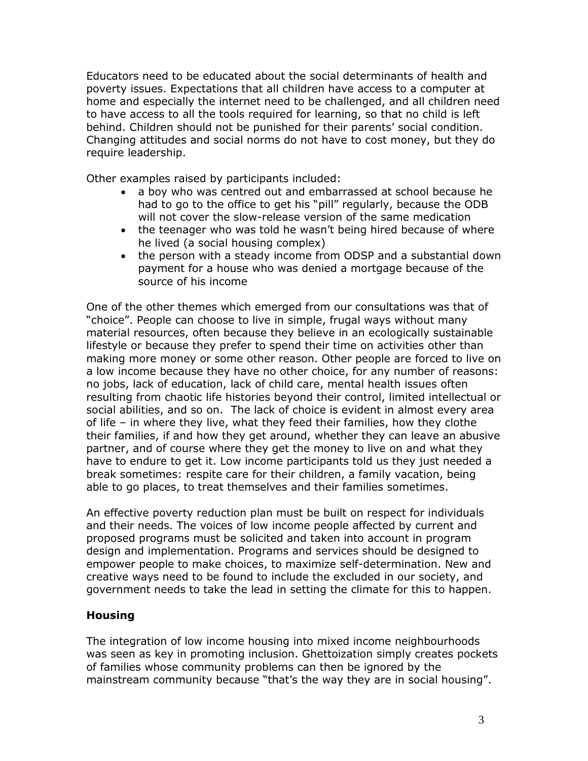Educators need to be educated about the social determinants of health and poverty issues. Expectations that all children have access to a computer at home and especially the internet need to be challenged, and all children need to have access to all the tools required for learning, so that no child is left behind. Children should not be punished for their parents' social condition. Changing attitudes and social norms do not have to cost money, but they do require leadership.

Other examples raised by participants included:

- a boy who was centred out and embarrassed at school because he had to go to the office to get his "pill" regularly, because the ODB will not cover the slow-release version of the same medication
- the teenager who was told he wasn't being hired because of where he lived (a social housing complex)
- the person with a steady income from ODSP and a substantial down payment for a house who was denied a mortgage because of the source of his income

One of the other themes which emerged from our consultations was that of "choice". People can choose to live in simple, frugal ways without many material resources, often because they believe in an ecologically sustainable lifestyle or because they prefer to spend their time on activities other than making more money or some other reason. Other people are forced to live on a low income because they have no other choice, for any number of reasons: no jobs, lack of education, lack of child care, mental health issues often resulting from chaotic life histories beyond their control, limited intellectual or social abilities, and so on. The lack of choice is evident in almost every area of life – in where they live, what they feed their families, how they clothe their families, if and how they get around, whether they can leave an abusive partner, and of course where they get the money to live on and what they have to endure to get it. Low income participants told us they just needed a break sometimes: respite care for their children, a family vacation, being able to go places, to treat themselves and their families sometimes.

An effective poverty reduction plan must be built on respect for individuals and their needs. The voices of low income people affected by current and proposed programs must be solicited and taken into account in program design and implementation. Programs and services should be designed to empower people to make choices, to maximize self-determination. New and creative ways need to be found to include the excluded in our society, and government needs to take the lead in setting the climate for this to happen.

## Housing

The integration of low income housing into mixed income neighbourhoods was seen as key in promoting inclusion. Ghettoization simply creates pockets of families whose community problems can then be ignored by the mainstream community because "that's the way they are in social housing".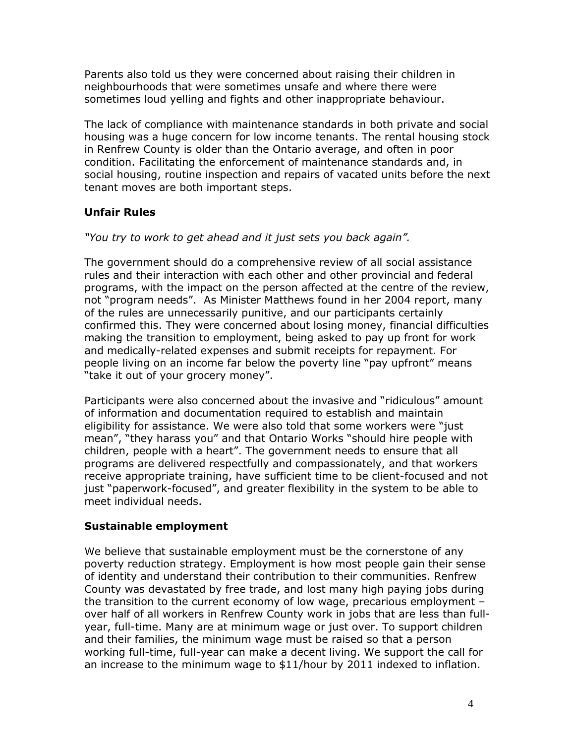Parents also told us they were concerned about raising their children in neighbourhoods that were sometimes unsafe and where there were sometimes loud yelling and fights and other inappropriate behaviour.

The lack of compliance with maintenance standards in both private and social housing was a huge concern for low income tenants. The rental housing stock in Renfrew County is older than the Ontario average, and often in poor condition. Facilitating the enforcement of maintenance standards and, in social housing, routine inspection and repairs of vacated units before the next tenant moves are both important steps.

### Unfair Rules

*"You try to work to get ahead and it just sets you back again".*

The government should do a comprehensive review of all social assistance rules and their interaction with each other and other provincial and federal programs, with the impact on the person affected at the centre of the review, not "program needs". As Minister Matthews found in her 2004 report, many of the rules are unnecessarily punitive, and our participants certainly confirmed this. They were concerned about losing money, financial difficulties making the transition to employment, being asked to pay up front for work and medically-related expenses and submit receipts for repayment. For people living on an income far below the poverty line "pay upfront" means "take it out of your grocery money".

Participants were also concerned about the invasive and "ridiculous" amount of information and documentation required to establish and maintain eligibility for assistance. We were also told that some workers were "just mean", "they harass you" and that Ontario Works "should hire people with children, people with a heart". The government needs to ensure that all programs are delivered respectfully and compassionately, and that workers receive appropriate training, have sufficient time to be client-focused and not just "paperwork-focused", and greater flexibility in the system to be able to meet individual needs.

### Sustainable employment

We believe that sustainable employment must be the cornerstone of any poverty reduction strategy. Employment is how most people gain their sense of identity and understand their contribution to their communities. Renfrew County was devastated by free trade, and lost many high paying jobs during the transition to the current economy of low wage, precarious employment – over half of all workers in Renfrew County work in jobs that are less than full-year, full-time. Many are at minimum wage or just over. To support children and their families, the minimum wage must be raised so that a person working full-time, full-year can make a decent living. We support the call for an increase to the minimum wage to $11/hour by 2011 indexed to inflation.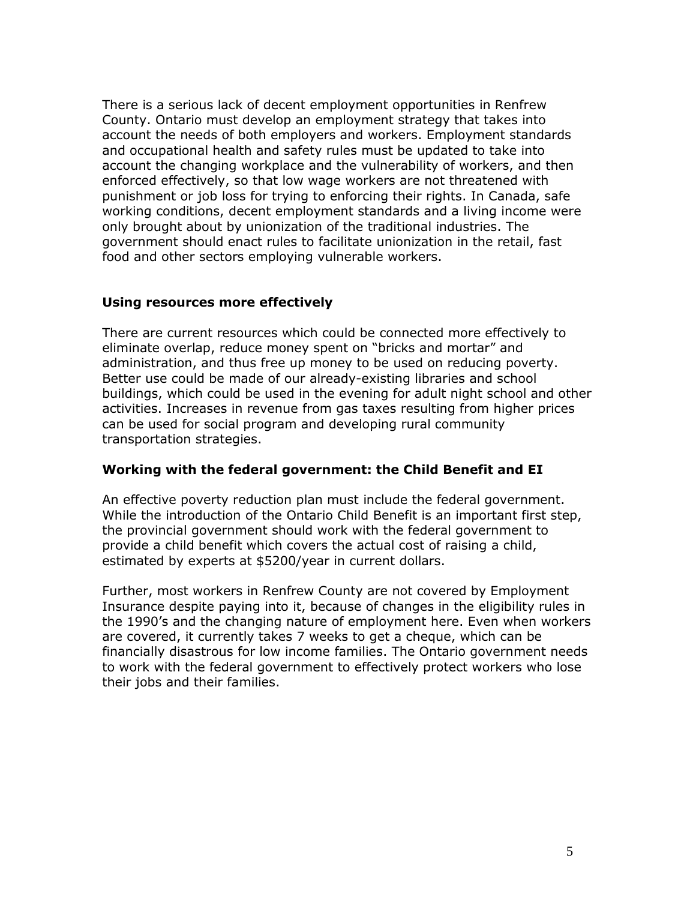There is a serious lack of decent employment opportunities in Renfrew County. Ontario must develop an employment strategy that takes into account the needs of both employers and workers. Employment standards and occupational health and safety rules must be updated to take into account the changing workplace and the vulnerability of workers, and then enforced effectively, so that low wage workers are not threatened with punishment or job loss for trying to enforcing their rights. In Canada, safe working conditions, decent employment standards and a living income were only brought about by unionization of the traditional industries. The government should enact rules to facilitate unionization in the retail, fast food and other sectors employing vulnerable workers.

### Using resources more effectively

There are current resources which could be connected more effectively to eliminate overlap, reduce money spent on "bricks and mortar" and administration, and thus free up money to be used on reducing poverty. Better use could be made of our already-existing libraries and school buildings, which could be used in the evening for adult night school and other activities. Increases in revenue from gas taxes resulting from higher prices can be used for social program and developing rural community transportation strategies.

### Working with the federal government: the Child Benefit and EI

An effective poverty reduction plan must include the federal government. While the introduction of the Ontario Child Benefit is an important first step, the provincial government should work with the federal government to provide a child benefit which covers the actual cost of raising a child, estimated by experts at $5200/year in current dollars.

Further, most workers in Renfrew County are not covered by Employment Insurance despite paying into it, because of changes in the eligibility rules in the 1990's and the changing nature of employment here. Even when workers are covered, it currently takes 7 weeks to get a cheque, which can be financially disastrous for low income families. The Ontario government needs to work with the federal government to effectively protect workers who lose their jobs and their families.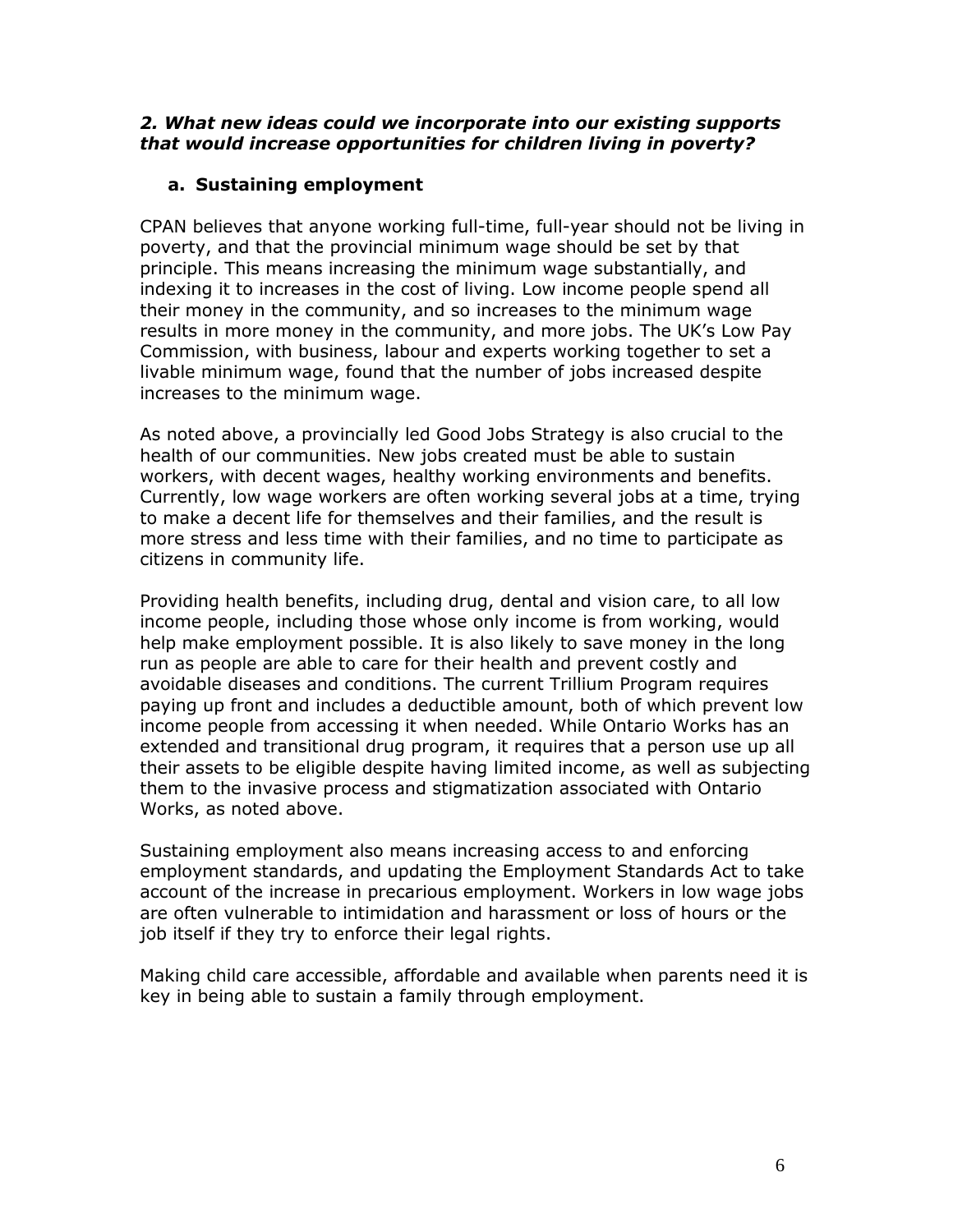### *2. What new ideas could we incorporate into our existing supports that would increase opportunities for children living in poverty?*

#### a. Sustaining employment

CPAN believes that anyone working full-time, full-year should not be living in poverty, and that the provincial minimum wage should be set by that principle. This means increasing the minimum wage substantially, and indexing it to increases in the cost of living. Low income people spend all their money in the community, and so increases to the minimum wage results in more money in the community, and more jobs. The UK's Low Pay Commission, with business, labour and experts working together to set a livable minimum wage, found that the number of jobs increased despite increases to the minimum wage.

As noted above, a provincially led Good Jobs Strategy is also crucial to the health of our communities. New jobs created must be able to sustain workers, with decent wages, healthy working environments and benefits. Currently, low wage workers are often working several jobs at a time, trying to make a decent life for themselves and their families, and the result is more stress and less time with their families, and no time to participate as citizens in community life.

Providing health benefits, including drug, dental and vision care, to all low income people, including those whose only income is from working, would help make employment possible. It is also likely to save money in the long run as people are able to care for their health and prevent costly and avoidable diseases and conditions. The current Trillium Program requires paying up front and includes a deductible amount, both of which prevent low income people from accessing it when needed. While Ontario Works has an extended and transitional drug program, it requires that a person use up all their assets to be eligible despite having limited income, as well as subjecting them to the invasive process and stigmatization associated with Ontario Works, as noted above.

Sustaining employment also means increasing access to and enforcing employment standards, and updating the Employment Standards Act to take account of the increase in precarious employment. Workers in low wage jobs are often vulnerable to intimidation and harassment or loss of hours or the job itself if they try to enforce their legal rights.

Making child care accessible, affordable and available when parents need it is key in being able to sustain a family through employment.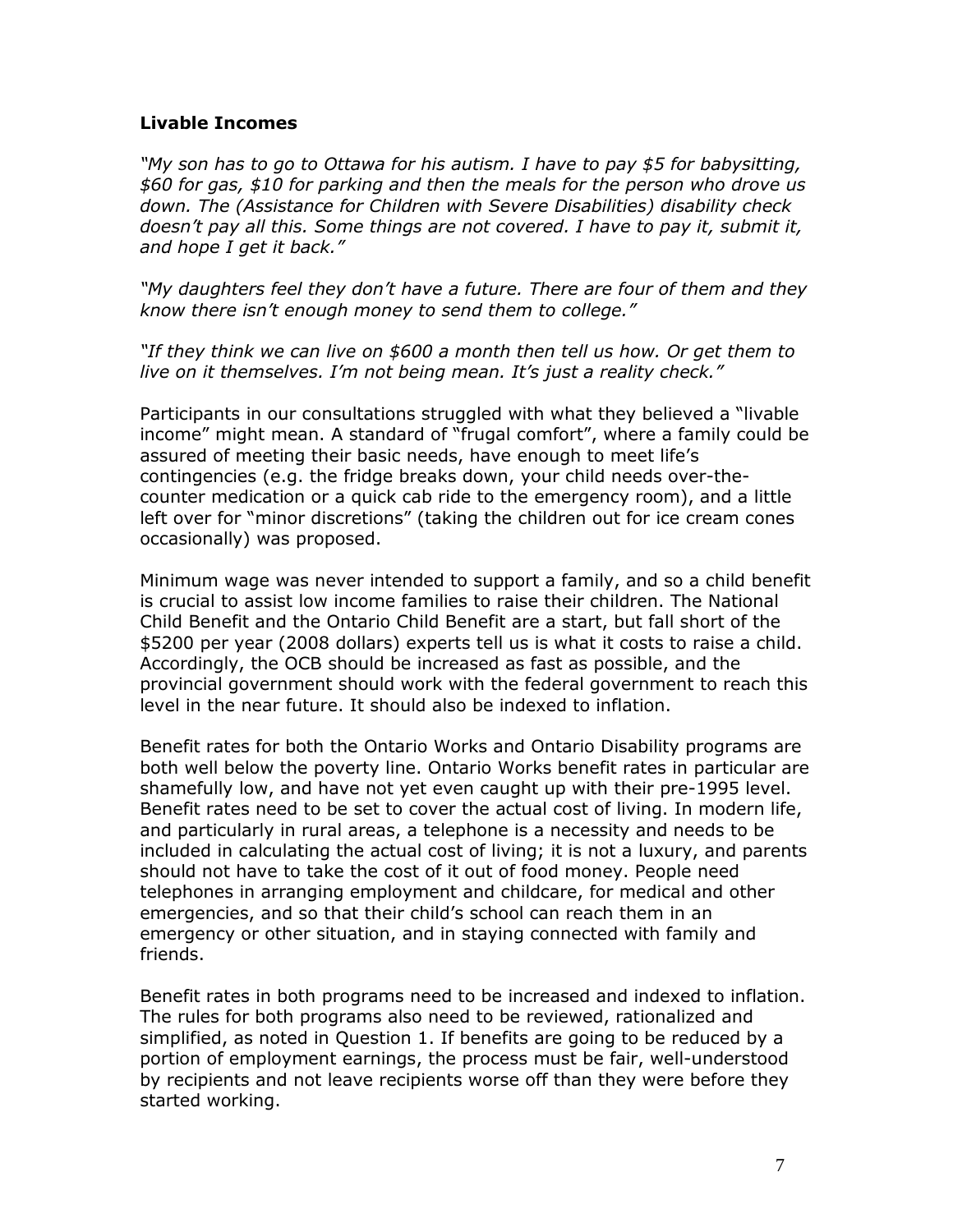### Livable Incomes

*"My son has to go to Ottawa for his autism. I have to pay $5 for babysitting, $60 for gas, $10 for parking and then the meals for the person who drove us down. The (Assistance for Children with Severe Disabilities) disability check doesn't pay all this. Some things are not covered. I have to pay it, submit it, and hope I get it back."*

*"My daughters feel they don't have a future. There are four of them and they know there isn't enough money to send them to college."*

*"If they think we can live on $600 a month then tell us how. Or get them to live on it themselves. I'm not being mean. It's just a reality check."*

Participants in our consultations struggled with what they believed a "livable income" might mean. A standard of "frugal comfort", where a family could be assured of meeting their basic needs, have enough to meet life's contingencies (e.g. the fridge breaks down, your child needs over-the-counter medication or a quick cab ride to the emergency room), and a little left over for "minor discretions" (taking the children out for ice cream cones occasionally) was proposed.

Minimum wage was never intended to support a family, and so a child benefit is crucial to assist low income families to raise their children. The National Child Benefit and the Ontario Child Benefit are a start, but fall short of the $5200 per year (2008 dollars) experts tell us is what it costs to raise a child. Accordingly, the OCB should be increased as fast as possible, and the provincial government should work with the federal government to reach this level in the near future. It should also be indexed to inflation.

Benefit rates for both the Ontario Works and Ontario Disability programs are both well below the poverty line. Ontario Works benefit rates in particular are shamefully low, and have not yet even caught up with their pre-1995 level. Benefit rates need to be set to cover the actual cost of living. In modern life, and particularly in rural areas, a telephone is a necessity and needs to be included in calculating the actual cost of living; it is not a luxury, and parents should not have to take the cost of it out of food money. People need telephones in arranging employment and childcare, for medical and other emergencies, and so that their child's school can reach them in an emergency or other situation, and in staying connected with family and friends.

Benefit rates in both programs need to be increased and indexed to inflation. The rules for both programs also need to be reviewed, rationalized and simplified, as noted in Question 1. If benefits are going to be reduced by a portion of employment earnings, the process must be fair, well-understood by recipients and not leave recipients worse off than they were before they started working.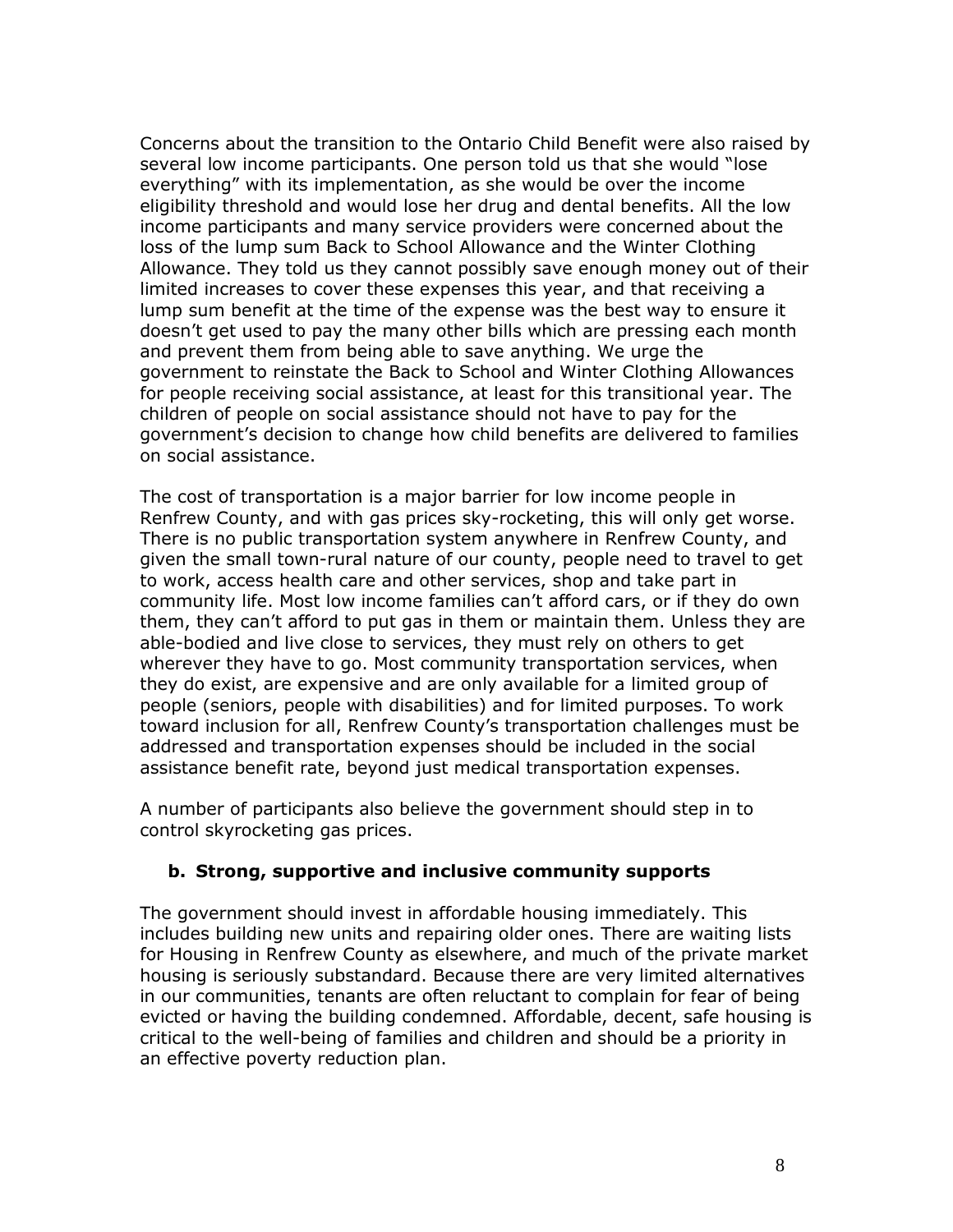Concerns about the transition to the Ontario Child Benefit were also raised by several low income participants. One person told us that she would "lose everything" with its implementation, as she would be over the income eligibility threshold and would lose her drug and dental benefits. All the low income participants and many service providers were concerned about the loss of the lump sum Back to School Allowance and the Winter Clothing Allowance. They told us they cannot possibly save enough money out of their limited increases to cover these expenses this year, and that receiving a lump sum benefit at the time of the expense was the best way to ensure it doesn't get used to pay the many other bills which are pressing each month and prevent them from being able to save anything. We urge the government to reinstate the Back to School and Winter Clothing Allowances for people receiving social assistance, at least for this transitional year. The children of people on social assistance should not have to pay for the government's decision to change how child benefits are delivered to families on social assistance.

The cost of transportation is a major barrier for low income people in Renfrew County, and with gas prices sky-rocketing, this will only get worse. There is no public transportation system anywhere in Renfrew County, and given the small town-rural nature of our county, people need to travel to get to work, access health care and other services, shop and take part in community life. Most low income families can't afford cars, or if they do own them, they can't afford to put gas in them or maintain them. Unless they are able-bodied and live close to services, they must rely on others to get wherever they have to go. Most community transportation services, when they do exist, are expensive and are only available for a limited group of people (seniors, people with disabilities) and for limited purposes. To work toward inclusion for all, Renfrew County's transportation challenges must be addressed and transportation expenses should be included in the social assistance benefit rate, beyond just medical transportation expenses.

A number of participants also believe the government should step in to control skyrocketing gas prices.

### b. Strong, supportive and inclusive community supports

The government should invest in affordable housing immediately. This includes building new units and repairing older ones. There are waiting lists for Housing in Renfrew County as elsewhere, and much of the private market housing is seriously substandard. Because there are very limited alternatives in our communities, tenants are often reluctant to complain for fear of being evicted or having the building condemned. Affordable, decent, safe housing is critical to the well-being of families and children and should be a priority in an effective poverty reduction plan.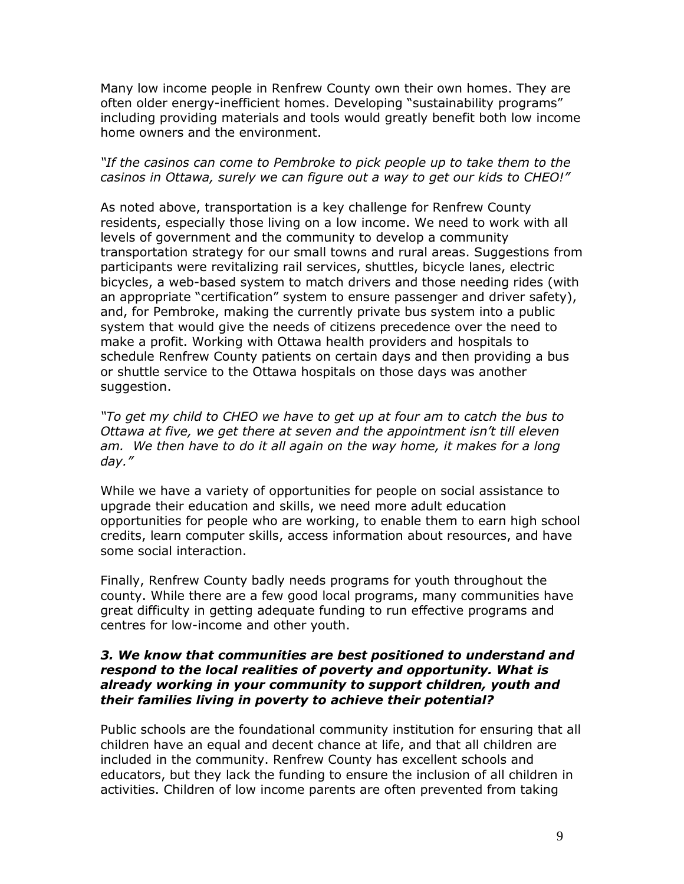Many low income people in Renfrew County own their own homes. They are often older energy-inefficient homes. Developing "sustainability programs" including providing materials and tools would greatly benefit both low income home owners and the environment.

*"If the casinos can come to Pembroke to pick people up to take them to the casinos in Ottawa, surely we can figure out a way to get our kids to CHEO!"*

As noted above, transportation is a key challenge for Renfrew County residents, especially those living on a low income. We need to work with all levels of government and the community to develop a community transportation strategy for our small towns and rural areas. Suggestions from participants were revitalizing rail services, shuttles, bicycle lanes, electric bicycles, a web-based system to match drivers and those needing rides (with an appropriate "certification" system to ensure passenger and driver safety), and, for Pembroke, making the currently private bus system into a public system that would give the needs of citizens precedence over the need to make a profit. Working with Ottawa health providers and hospitals to schedule Renfrew County patients on certain days and then providing a bus or shuttle service to the Ottawa hospitals on those days was another suggestion.

*"To get my child to CHEO we have to get up at four am to catch the bus to Ottawa at five, we get there at seven and the appointment isn't till eleven am. We then have to do it all again on the way home, it makes for a long day."*

While we have a variety of opportunities for people on social assistance to upgrade their education and skills, we need more adult education opportunities for people who are working, to enable them to earn high school credits, learn computer skills, access information about resources, and have some social interaction.

Finally, Renfrew County badly needs programs for youth throughout the county. While there are a few good local programs, many communities have great difficulty in getting adequate funding to run effective programs and centres for low-income and other youth.

***3. We know that communities are best positioned to understand and respond to the local realities of poverty and opportunity. What is already working in your community to support children, youth and their families living in poverty to achieve their potential?***

Public schools are the foundational community institution for ensuring that all children have an equal and decent chance at life, and that all children are included in the community. Renfrew County has excellent schools and educators, but they lack the funding to ensure the inclusion of all children in activities. Children of low income parents are often prevented from taking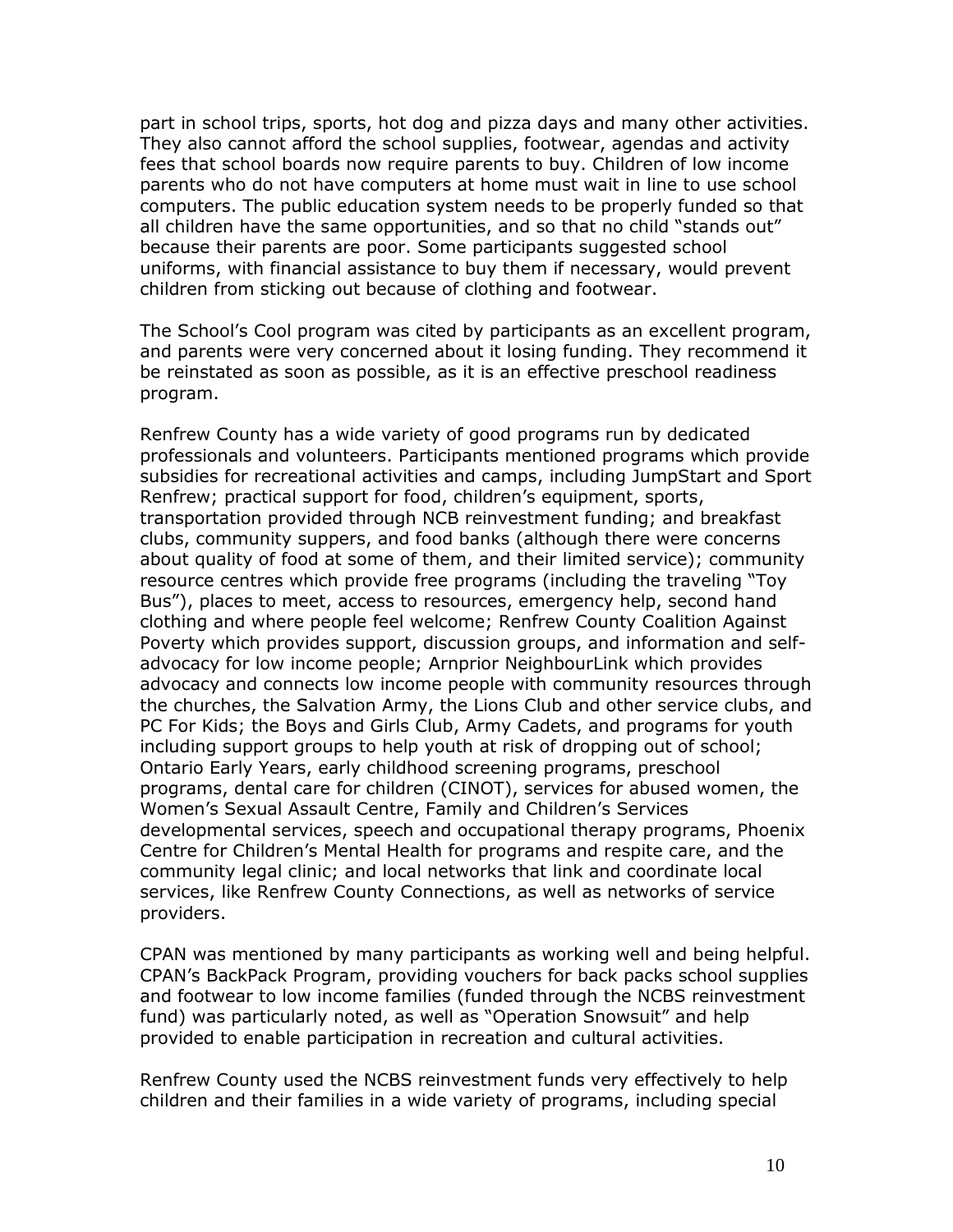part in school trips, sports, hot dog and pizza days and many other activities. They also cannot afford the school supplies, footwear, agendas and activity fees that school boards now require parents to buy. Children of low income parents who do not have computers at home must wait in line to use school computers. The public education system needs to be properly funded so that all children have the same opportunities, and so that no child "stands out" because their parents are poor. Some participants suggested school uniforms, with financial assistance to buy them if necessary, would prevent children from sticking out because of clothing and footwear.

The School's Cool program was cited by participants as an excellent program, and parents were very concerned about it losing funding. They recommend it be reinstated as soon as possible, as it is an effective preschool readiness program.

Renfrew County has a wide variety of good programs run by dedicated professionals and volunteers. Participants mentioned programs which provide subsidies for recreational activities and camps, including JumpStart and Sport Renfrew; practical support for food, children's equipment, sports, transportation provided through NCB reinvestment funding; and breakfast clubs, community suppers, and food banks (although there were concerns about quality of food at some of them, and their limited service); community resource centres which provide free programs (including the traveling "Toy Bus"), places to meet, access to resources, emergency help, second hand clothing and where people feel welcome; Renfrew County Coalition Against Poverty which provides support, discussion groups, and information and self-advocacy for low income people; Arnprior NeighbourLink which provides advocacy and connects low income people with community resources through the churches, the Salvation Army, the Lions Club and other service clubs, and PC For Kids; the Boys and Girls Club, Army Cadets, and programs for youth including support groups to help youth at risk of dropping out of school; Ontario Early Years, early childhood screening programs, preschool programs, dental care for children (CINOT), services for abused women, the Women's Sexual Assault Centre, Family and Children's Services developmental services, speech and occupational therapy programs, Phoenix Centre for Children's Mental Health for programs and respite care, and the community legal clinic; and local networks that link and coordinate local services, like Renfrew County Connections, as well as networks of service providers.

CPAN was mentioned by many participants as working well and being helpful. CPAN's BackPack Program, providing vouchers for back packs school supplies and footwear to low income families (funded through the NCBS reinvestment fund) was particularly noted, as well as "Operation Snowsuit" and help provided to enable participation in recreation and cultural activities.

Renfrew County used the NCBS reinvestment funds very effectively to help children and their families in a wide variety of programs, including special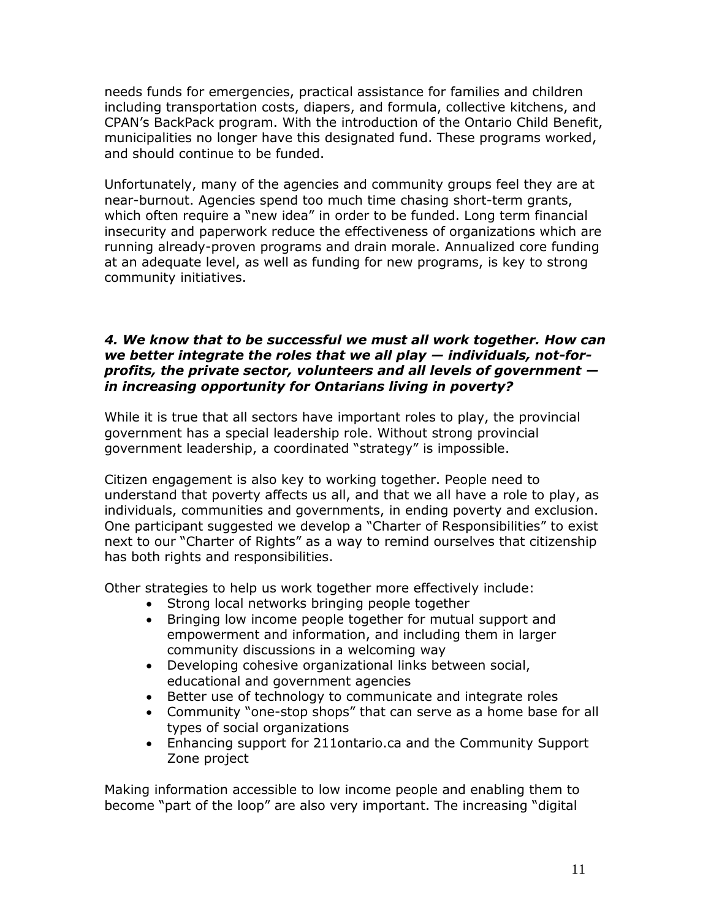needs funds for emergencies, practical assistance for families and children including transportation costs, diapers, and formula, collective kitchens, and CPAN's BackPack program. With the introduction of the Ontario Child Benefit, municipalities no longer have this designated fund. These programs worked, and should continue to be funded.

Unfortunately, many of the agencies and community groups feel they are at near-burnout. Agencies spend too much time chasing short-term grants, which often require a "new idea" in order to be funded. Long term financial insecurity and paperwork reduce the effectiveness of organizations which are running already-proven programs and drain morale. Annualized core funding at an adequate level, as well as funding for new programs, is key to strong community initiatives.

### *4. We know that to be successful we must all work together. How can we better integrate the roles that we all play — individuals, not-for-profits, the private sector, volunteers and all levels of government — in increasing opportunity for Ontarians living in poverty?*

While it is true that all sectors have important roles to play, the provincial government has a special leadership role. Without strong provincial government leadership, a coordinated "strategy" is impossible.

Citizen engagement is also key to working together. People need to understand that poverty affects us all, and that we all have a role to play, as individuals, communities and governments, in ending poverty and exclusion. One participant suggested we develop a "Charter of Responsibilities" to exist next to our "Charter of Rights" as a way to remind ourselves that citizenship has both rights and responsibilities.

Other strategies to help us work together more effectively include:

- Strong local networks bringing people together
- Bringing low income people together for mutual support and empowerment and information, and including them in larger community discussions in a welcoming way
- Developing cohesive organizational links between social, educational and government agencies
- Better use of technology to communicate and integrate roles
- Community "one-stop shops" that can serve as a home base for all types of social organizations
- Enhancing support for 211ontario.ca and the Community Support Zone project

Making information accessible to low income people and enabling them to become "part of the loop" are also very important. The increasing "digital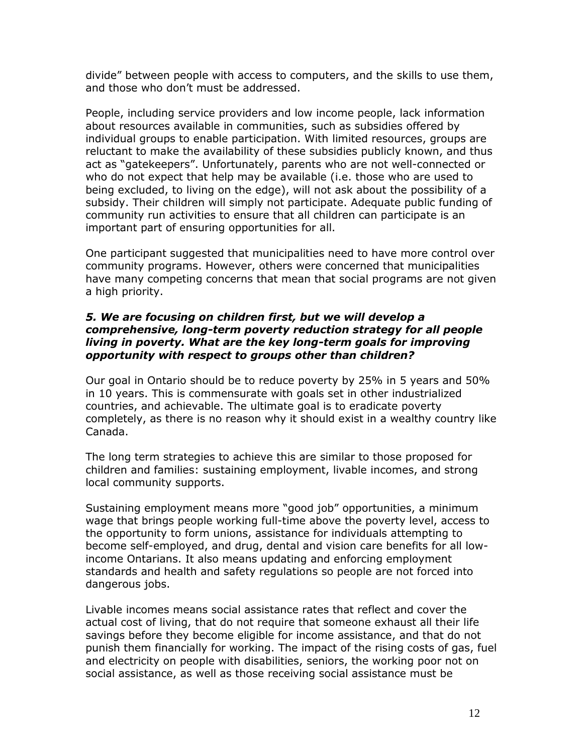divide" between people with access to computers, and the skills to use them, and those who don't must be addressed.

People, including service providers and low income people, lack information about resources available in communities, such as subsidies offered by individual groups to enable participation. With limited resources, groups are reluctant to make the availability of these subsidies publicly known, and thus act as "gatekeepers". Unfortunately, parents who are not well-connected or who do not expect that help may be available (i.e. those who are used to being excluded, to living on the edge), will not ask about the possibility of a subsidy. Their children will simply not participate. Adequate public funding of community run activities to ensure that all children can participate is an important part of ensuring opportunities for all.

One participant suggested that municipalities need to have more control over community programs. However, others were concerned that municipalities have many competing concerns that mean that social programs are not given a high priority.

***5. We are focusing on children first, but we will develop a comprehensive, long-term poverty reduction strategy for all people living in poverty. What are the key long-term goals for improving opportunity with respect to groups other than children?***

Our goal in Ontario should be to reduce poverty by 25% in 5 years and 50% in 10 years. This is commensurate with goals set in other industrialized countries, and achievable. The ultimate goal is to eradicate poverty completely, as there is no reason why it should exist in a wealthy country like Canada.

The long term strategies to achieve this are similar to those proposed for children and families: sustaining employment, livable incomes, and strong local community supports.

Sustaining employment means more "good job" opportunities, a minimum wage that brings people working full-time above the poverty level, access to the opportunity to form unions, assistance for individuals attempting to become self-employed, and drug, dental and vision care benefits for all low-income Ontarians. It also means updating and enforcing employment standards and health and safety regulations so people are not forced into dangerous jobs.

Livable incomes means social assistance rates that reflect and cover the actual cost of living, that do not require that someone exhaust all their life savings before they become eligible for income assistance, and that do not punish them financially for working. The impact of the rising costs of gas, fuel and electricity on people with disabilities, seniors, the working poor not on social assistance, as well as those receiving social assistance must be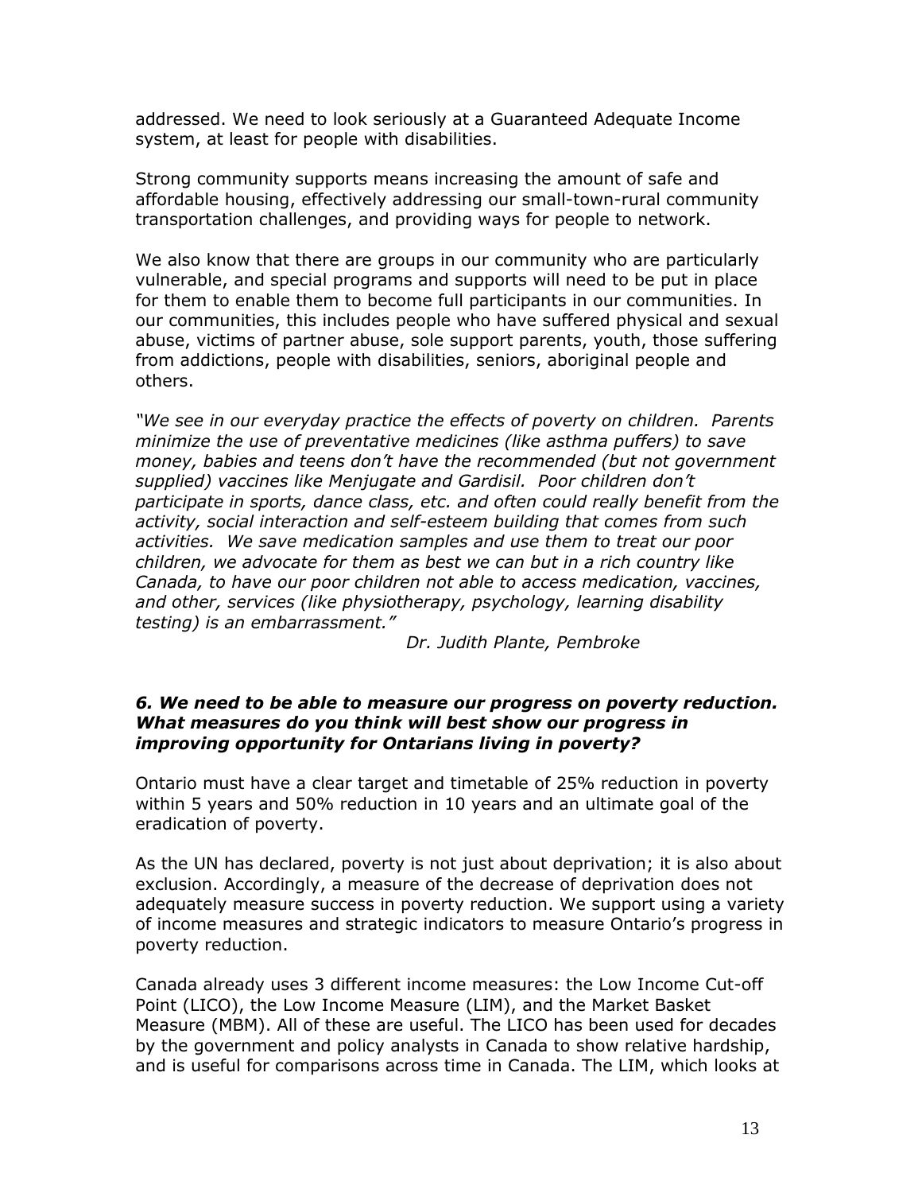addressed. We need to look seriously at a Guaranteed Adequate Income system, at least for people with disabilities.

Strong community supports means increasing the amount of safe and affordable housing, effectively addressing our small-town-rural community transportation challenges, and providing ways for people to network.

We also know that there are groups in our community who are particularly vulnerable, and special programs and supports will need to be put in place for them to enable them to become full participants in our communities. In our communities, this includes people who have suffered physical and sexual abuse, victims of partner abuse, sole support parents, youth, those suffering from addictions, people with disabilities, seniors, aboriginal people and others.

*"We see in our everyday practice the effects of poverty on children. Parents minimize the use of preventative medicines (like asthma puffers) to save money, babies and teens don't have the recommended (but not government supplied) vaccines like Menjugate and Gardisil. Poor children don't participate in sports, dance class, etc. and often could really benefit from the activity, social interaction and self-esteem building that comes from such activities. We save medication samples and use them to treat our poor children, we advocate for them as best we can but in a rich country like Canada, to have our poor children not able to access medication, vaccines, and other, services (like physiotherapy, psychology, learning disability testing) is an embarrassment."*

*Dr. Judith Plante, Pembroke*

### *6. We need to be able to measure our progress on poverty reduction. What measures do you think will best show our progress in improving opportunity for Ontarians living in poverty?*

Ontario must have a clear target and timetable of 25% reduction in poverty within 5 years and 50% reduction in 10 years and an ultimate goal of the eradication of poverty.

As the UN has declared, poverty is not just about deprivation; it is also about exclusion. Accordingly, a measure of the decrease of deprivation does not adequately measure success in poverty reduction. We support using a variety of income measures and strategic indicators to measure Ontario's progress in poverty reduction.

Canada already uses 3 different income measures: the Low Income Cut-off Point (LICO), the Low Income Measure (LIM), and the Market Basket Measure (MBM). All of these are useful. The LICO has been used for decades by the government and policy analysts in Canada to show relative hardship, and is useful for comparisons across time in Canada. The LIM, which looks at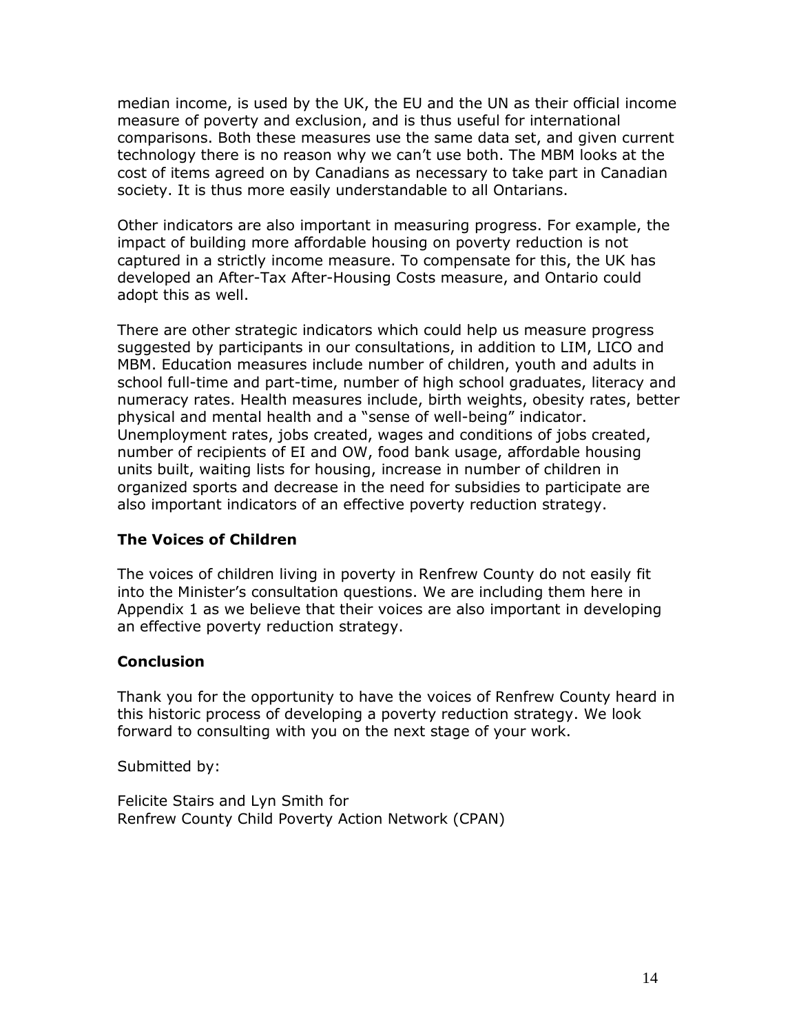median income, is used by the UK, the EU and the UN as their official income measure of poverty and exclusion, and is thus useful for international comparisons. Both these measures use the same data set, and given current technology there is no reason why we can't use both. The MBM looks at the cost of items agreed on by Canadians as necessary to take part in Canadian society. It is thus more easily understandable to all Ontarians.

Other indicators are also important in measuring progress. For example, the impact of building more affordable housing on poverty reduction is not captured in a strictly income measure. To compensate for this, the UK has developed an After-Tax After-Housing Costs measure, and Ontario could adopt this as well.

There are other strategic indicators which could help us measure progress suggested by participants in our consultations, in addition to LIM, LICO and MBM. Education measures include number of children, youth and adults in school full-time and part-time, number of high school graduates, literacy and numeracy rates. Health measures include, birth weights, obesity rates, better physical and mental health and a "sense of well-being" indicator. Unemployment rates, jobs created, wages and conditions of jobs created, number of recipients of EI and OW, food bank usage, affordable housing units built, waiting lists for housing, increase in number of children in organized sports and decrease in the need for subsidies to participate are also important indicators of an effective poverty reduction strategy.

**The Voices of Children**

The voices of children living in poverty in Renfrew County do not easily fit into the Minister's consultation questions. We are including them here in Appendix 1 as we believe that their voices are also important in developing an effective poverty reduction strategy.

**Conclusion**

Thank you for the opportunity to have the voices of Renfrew County heard in this historic process of developing a poverty reduction strategy. We look forward to consulting with you on the next stage of your work.

Submitted by:

Felicite Stairs and Lyn Smith for
Renfrew County Child Poverty Action Network (CPAN)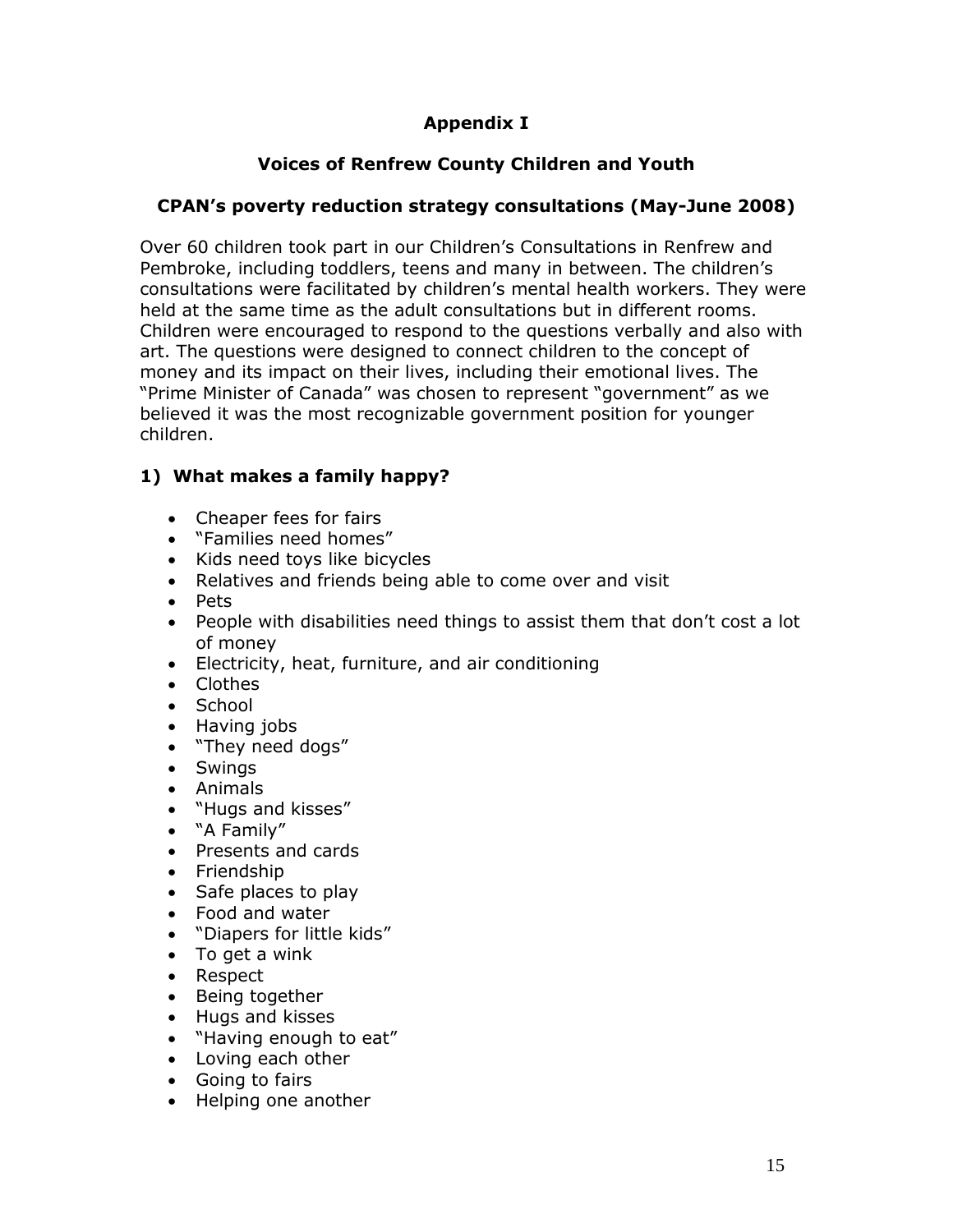# Appendix I

## Voices of Renfrew County Children and Youth

### CPAN's poverty reduction strategy consultations (May-June 2008)

Over 60 children took part in our Children's Consultations in Renfrew and Pembroke, including toddlers, teens and many in between. The children's consultations were facilitated by children's mental health workers. They were held at the same time as the adult consultations but in different rooms. Children were encouraged to respond to the questions verbally and also with art. The questions were designed to connect children to the concept of money and its impact on their lives, including their emotional lives. The "Prime Minister of Canada" was chosen to represent "government" as we believed it was the most recognizable government position for younger children.

### 1) What makes a family happy?

- Cheaper fees for fairs
- "Families need homes"
- Kids need toys like bicycles
- Relatives and friends being able to come over and visit
- Pets
- People with disabilities need things to assist them that don't cost a lot of money
- Electricity, heat, furniture, and air conditioning
- Clothes
- School
- Having jobs
- "They need dogs"
- Swings
- Animals
- "Hugs and kisses"
- "A Family"
- Presents and cards
- Friendship
- Safe places to play
- Food and water
- "Diapers for little kids"
- To get a wink
- Respect
- Being together
- Hugs and kisses
- "Having enough to eat"
- Loving each other
- Going to fairs
- Helping one another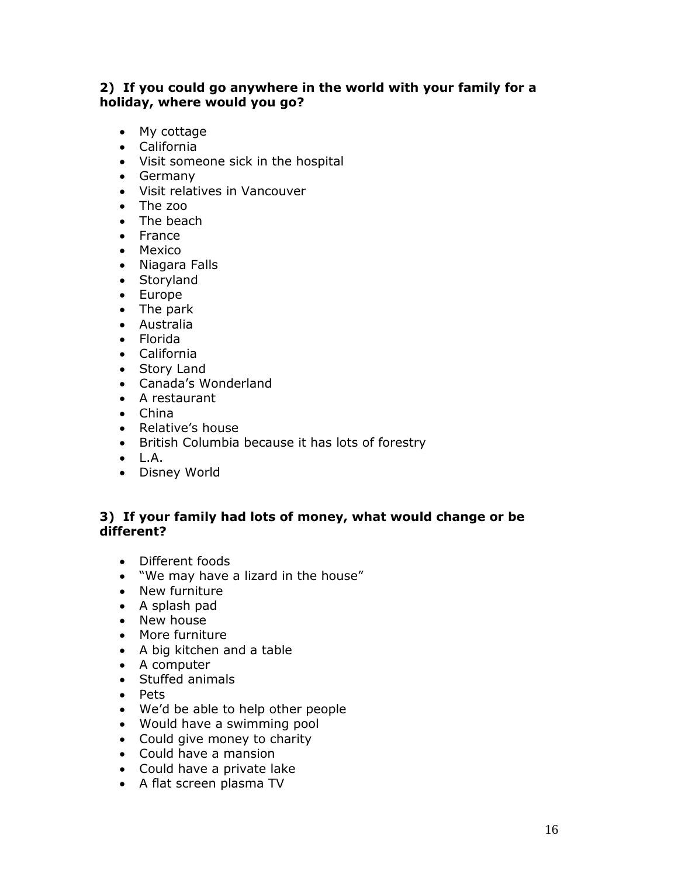### 2) If you could go anywhere in the world with your family for a holiday, where would you go?

- My cottage
- California
- Visit someone sick in the hospital
- Germany
- Visit relatives in Vancouver
- The zoo
- The beach
- France
- Mexico
- Niagara Falls
- Storyland
- Europe
- The park
- Australia
- Florida
- California
- Story Land
- Canada's Wonderland
- A restaurant
- China
- Relative's house
- British Columbia because it has lots of forestry
- L.A.
- Disney World

### 3) If your family had lots of money, what would change or be different?

- Different foods
- "We may have a lizard in the house"
- New furniture
- A splash pad
- New house
- More furniture
- A big kitchen and a table
- A computer
- Stuffed animals
- Pets
- We'd be able to help other people
- Would have a swimming pool
- Could give money to charity
- Could have a mansion
- Could have a private lake
- A flat screen plasma TV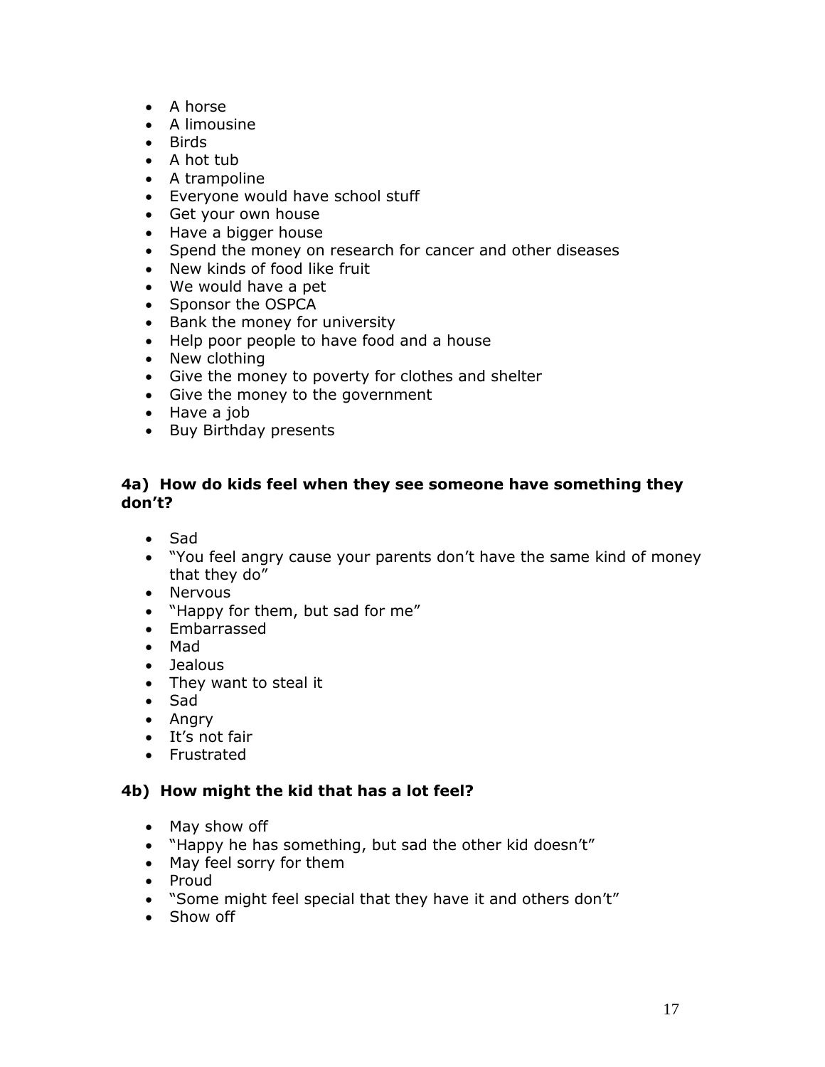- A horse
- A limousine
- Birds
- A hot tub
- A trampoline
- Everyone would have school stuff
- Get your own house
- Have a bigger house
- Spend the money on research for cancer and other diseases
- New kinds of food like fruit
- We would have a pet
- Sponsor the OSPCA
- Bank the money for university
- Help poor people to have food and a house
- New clothing
- Give the money to poverty for clothes and shelter
- Give the money to the government
- Have a job
- Buy Birthday presents

### 4a) How do kids feel when they see someone have something they don't?

- Sad
- "You feel angry cause your parents don't have the same kind of money that they do"
- Nervous
- "Happy for them, but sad for me"
- Embarrassed
- Mad
- Jealous
- They want to steal it
- Sad
- Angry
- It's not fair
- Frustrated

### 4b) How might the kid that has a lot feel?

- May show off
- "Happy he has something, but sad the other kid doesn't"
- May feel sorry for them
- Proud
- "Some might feel special that they have it and others don't"
- Show off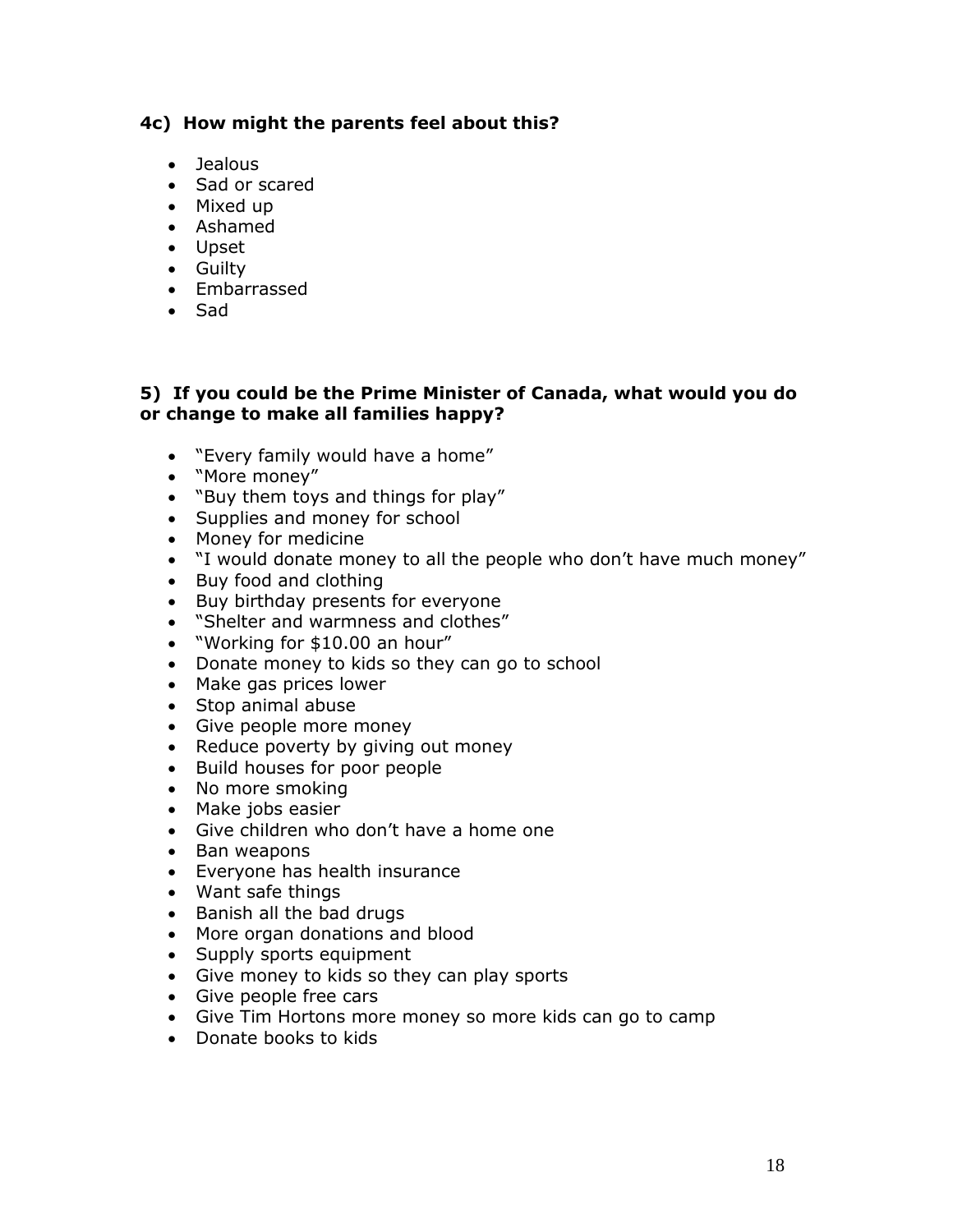**4c) How might the parents feel about this?**

- Jealous
- Sad or scared
- Mixed up
- Ashamed
- Upset
- Guilty
- Embarrassed
- Sad

**5) If you could be the Prime Minister of Canada, what would you do or change to make all families happy?**

- "Every family would have a home"
- "More money"
- "Buy them toys and things for play"
- Supplies and money for school
- Money for medicine
- "I would donate money to all the people who don't have much money"
- Buy food and clothing
- Buy birthday presents for everyone
- "Shelter and warmness and clothes"
- "Working for $10.00 an hour"
- Donate money to kids so they can go to school
- Make gas prices lower
- Stop animal abuse
- Give people more money
- Reduce poverty by giving out money
- Build houses for poor people
- No more smoking
- Make jobs easier
- Give children who don't have a home one
- Ban weapons
- Everyone has health insurance
- Want safe things
- Banish all the bad drugs
- More organ donations and blood
- Supply sports equipment
- Give money to kids so they can play sports
- Give people free cars
- Give Tim Hortons more money so more kids can go to camp
- Donate books to kids